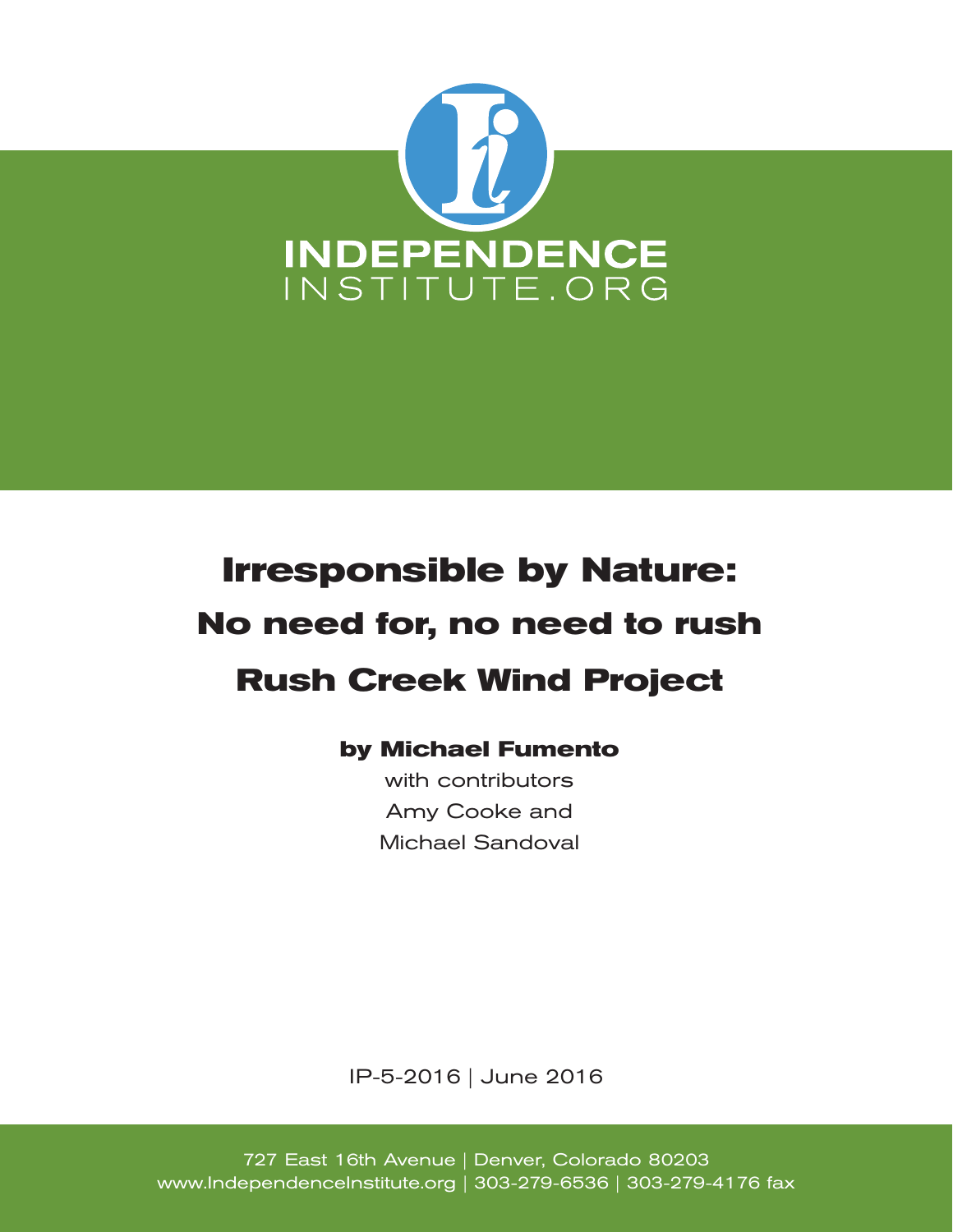INDEPENDENCE
INSTITUTE.ORG

# Irresponsible by Nature:
# No need for, no need to rush
# Rush Creek Wind Project

**by Michael Fumento**

with contributors
Amy Cooke and
Michael Sandoval

IP-5-2016 | June 2016

727 East 16th Avenue | Denver, Colorado 80203
www.IndependenceInstitute.org | 303-279-6536 | 303-279-4176 fax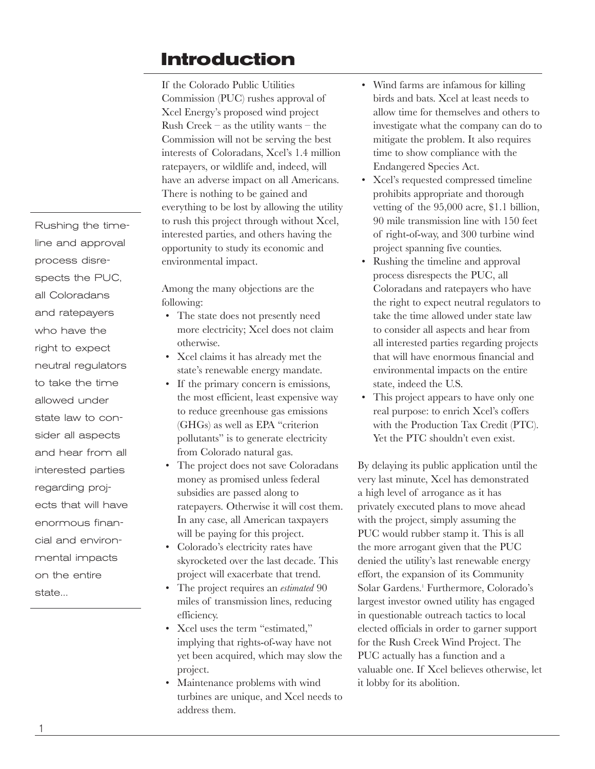# Introduction

If the Colorado Public Utilities Commission (PUC) rushes approval of Xcel Energy's proposed wind project Rush Creek – as the utility wants – the Commission will not be serving the best interests of Coloradans, Xcel's 1.4 million ratepayers, or wildlife and, indeed, will have an adverse impact on all Americans. There is nothing to be gained and everything to be lost by allowing the utility to rush this project through without Xcel, interested parties, and others having the opportunity to study its economic and environmental impact.

Among the many objections are the following:

- The state does not presently need more electricity; Xcel does not claim otherwise.
- Xcel claims it has already met the state's renewable energy mandate.
- If the primary concern is emissions, the most efficient, least expensive way to reduce greenhouse gas emissions (GHGs) as well as EPA "criterion pollutants" is to generate electricity from Colorado natural gas.
- The project does not save Coloradans money as promised unless federal subsidies are passed along to ratepayers. Otherwise it will cost them. In any case, all American taxpayers will be paying for this project.
- Colorado's electricity rates have skyrocketed over the last decade. This project will exacerbate that trend.
- The project requires an *estimated* 90 miles of transmission lines, reducing efficiency.
- Xcel uses the term "estimated," implying that rights-of-way have not yet been acquired, which may slow the project.
- Maintenance problems with wind turbines are unique, and Xcel needs to address them.
- Wind farms are infamous for killing birds and bats. Xcel at least needs to allow time for themselves and others to investigate what the company can do to mitigate the problem. It also requires time to show compliance with the Endangered Species Act.
- Xcel's requested compressed timeline prohibits appropriate and thorough vetting of the 95,000 acre, $1.1 billion, 90 mile transmission line with 150 feet of right-of-way, and 300 turbine wind project spanning five counties.
- Rushing the timeline and approval process disrespects the PUC, all Coloradans and ratepayers who have the right to expect neutral regulators to take the time allowed under state law to consider all aspects and hear from all interested parties regarding projects that will have enormous financial and environmental impacts on the entire state, indeed the U.S.
- This project appears to have only one real purpose: to enrich Xcel's coffers with the Production Tax Credit (PTC). Yet the PTC shouldn't even exist.

By delaying its public application until the very last minute, Xcel has demonstrated a high level of arrogance as it has privately executed plans to move ahead with the project, simply assuming the PUC would rubber stamp it. This is all the more arrogant given that the PUC denied the utility's last renewable energy effort, the expansion of its Community Solar Gardens.[1] Furthermore, Colorado's largest investor owned utility has engaged in questionable outreach tactics to local elected officials in order to garner support for the Rush Creek Wind Project. The PUC actually has a function and a valuable one. If Xcel believes otherwise, let it lobby for its abolition.

> Rushing the timeline and approval process disrespects the PUC, all Coloradans and ratepayers who have the right to expect neutral regulators to take the time allowed under state law to consider all aspects and hear from all interested parties regarding projects that will have enormous financial and environmental impacts on the entire state...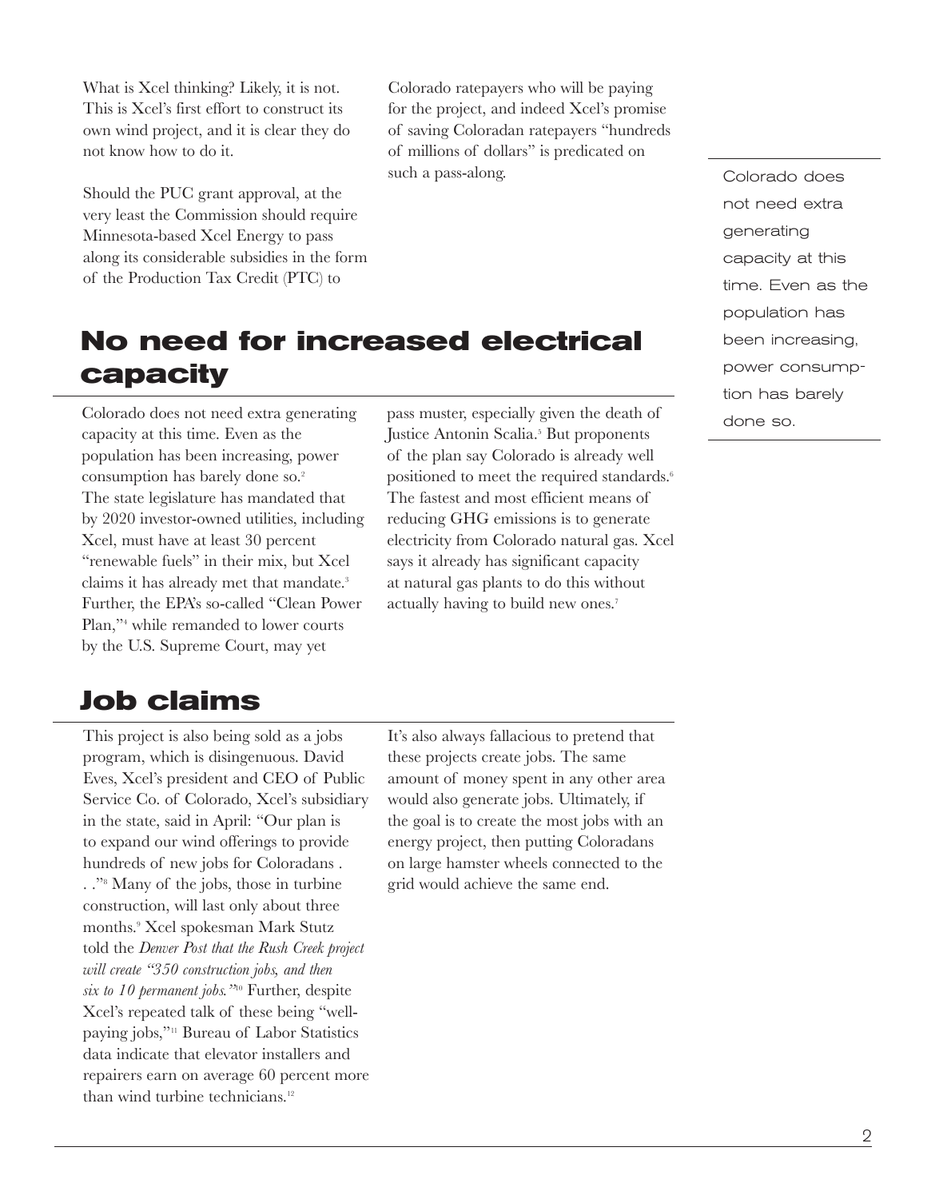What is Xcel thinking? Likely, it is not. This is Xcel's first effort to construct its own wind project, and it is clear they do not know how to do it.

Should the PUC grant approval, at the very least the Commission should require Minnesota-based Xcel Energy to pass along its considerable subsidies in the form of the Production Tax Credit (PTC) to Colorado ratepayers who will be paying for the project, and indeed Xcel's promise of saving Coloradan ratepayers "hundreds of millions of dollars" is predicated on such a pass-along.

> Colorado does not need extra generating capacity at this time. Even as the population has been increasing, power consumption has barely done so.

## No need for increased electrical capacity

Colorado does not need extra generating capacity at this time. Even as the population has been increasing, power consumption has barely done so.[2] The state legislature has mandated that by 2020 investor-owned utilities, including Xcel, must have at least 30 percent "renewable fuels" in their mix, but Xcel claims it has already met that mandate.[3] Further, the EPA's so-called "Clean Power Plan,"[4] while remanded to lower courts by the U.S. Supreme Court, may yet pass muster, especially given the death of Justice Antonin Scalia.[5] But proponents of the plan say Colorado is already well positioned to meet the required standards.[6] The fastest and most efficient means of reducing GHG emissions is to generate electricity from Colorado natural gas. Xcel says it already has significant capacity at natural gas plants to do this without actually having to build new ones.[7]

## Job claims

This project is also being sold as a jobs program, which is disingenuous. David Eves, Xcel's president and CEO of Public Service Co. of Colorado, Xcel's subsidiary in the state, said in April: "Our plan is to expand our wind offerings to provide hundreds of new jobs for Coloradans . . ."[8] Many of the jobs, those in turbine construction, will last only about three months.[9] Xcel spokesman Mark Stutz told the *Denver Post that the Rush Creek project will create "350 construction jobs, and then six to 10 permanent jobs."*[10] Further, despite Xcel's repeated talk of these being "well-paying jobs,"[11] Bureau of Labor Statistics data indicate that elevator installers and repairers earn on average 60 percent more than wind turbine technicians.[12]

It's also always fallacious to pretend that these projects create jobs. The same amount of money spent in any other area would also generate jobs. Ultimately, if the goal is to create the most jobs with an energy project, then putting Coloradans on large hamster wheels connected to the grid would achieve the same end.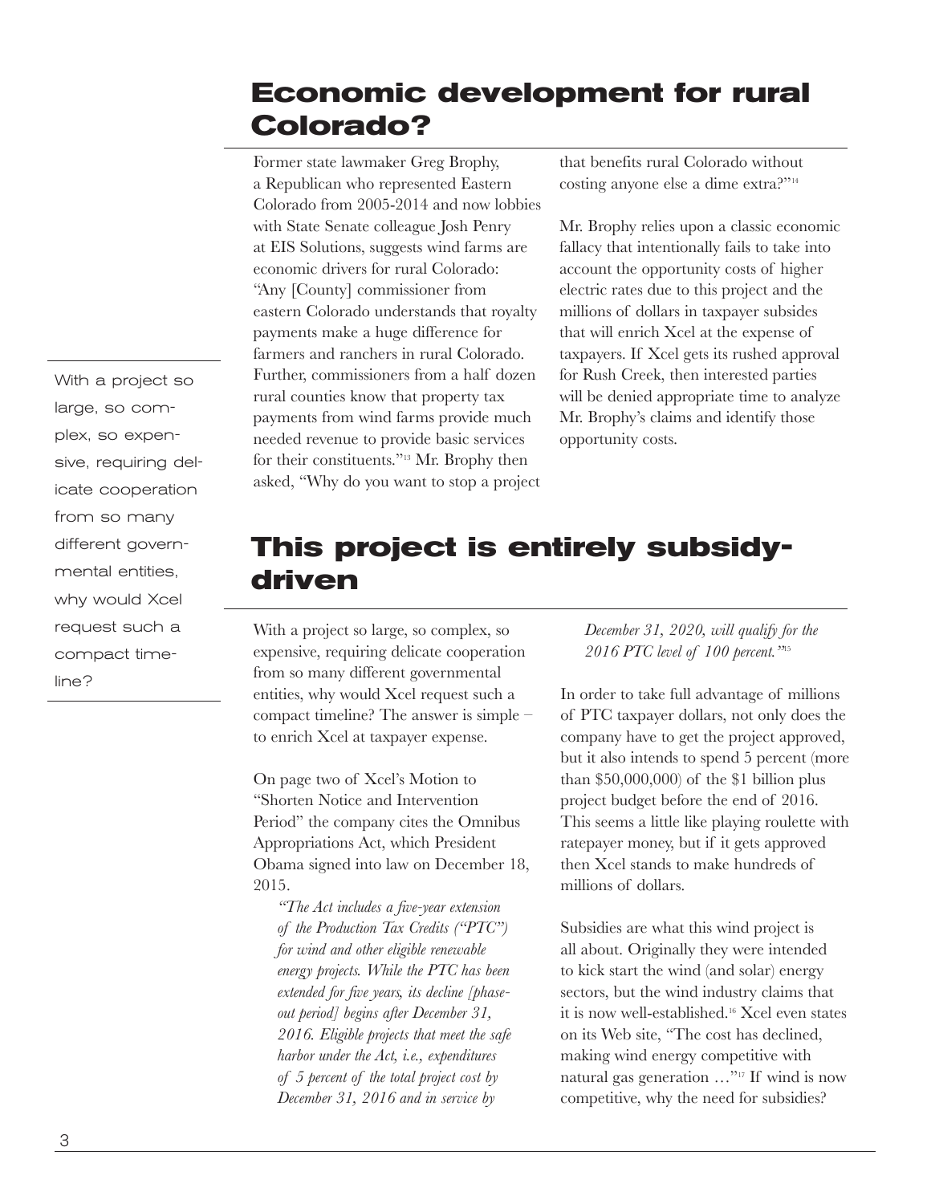## Economic development for rural Colorado?

Former state lawmaker Greg Brophy, a Republican who represented Eastern Colorado from 2005-2014 and now lobbies with State Senate colleague Josh Penry at EIS Solutions, suggests wind farms are economic drivers for rural Colorado: "Any [County] commissioner from eastern Colorado understands that royalty payments make a huge difference for farmers and ranchers in rural Colorado. Further, commissioners from a half dozen rural counties know that property tax payments from wind farms provide much needed revenue to provide basic services for their constituents."[13] Mr. Brophy then asked, "Why do you want to stop a project that benefits rural Colorado without costing anyone else a dime extra?"[14]

Mr. Brophy relies upon a classic economic fallacy that intentionally fails to take into account the opportunity costs of higher electric rates due to this project and the millions of dollars in taxpayer subsides that will enrich Xcel at the expense of taxpayers. If Xcel gets its rushed approval for Rush Creek, then interested parties will be denied appropriate time to analyze Mr. Brophy's claims and identify those opportunity costs.

## This project is entirely subsidy-driven

> With a project so large, so complex, so expensive, requiring delicate cooperation from so many different governmental entities, why would Xcel request such a compact timeline?

With a project so large, so complex, so expensive, requiring delicate cooperation from so many different governmental entities, why would Xcel request such a compact timeline? The answer is simple – to enrich Xcel at taxpayer expense.

On page two of Xcel's Motion to "Shorten Notice and Intervention Period" the company cites the Omnibus Appropriations Act, which President Obama signed into law on December 18, 2015.

> *"The Act includes a five-year extension of the Production Tax Credits ("PTC") for wind and other eligible renewable energy projects. While the PTC has been extended for five years, its decline [phase-out period] begins after December 31, 2016. Eligible projects that meet the safe harbor under the Act, i.e., expenditures of 5 percent of the total project cost by December 31, 2016 and in service by December 31, 2020, will qualify for the 2016 PTC level of 100 percent."*[15]

In order to take full advantage of millions of PTC taxpayer dollars, not only does the company have to get the project approved, but it also intends to spend 5 percent (more than $50,000,000) of the $1 billion plus project budget before the end of 2016. This seems a little like playing roulette with ratepayer money, but if it gets approved then Xcel stands to make hundreds of millions of dollars.

Subsidies are what this wind project is all about. Originally they were intended to kick start the wind (and solar) energy sectors, but the wind industry claims that it is now well-established.[16] Xcel even states on its Web site, "The cost has declined, making wind energy competitive with natural gas generation …"[17] If wind is now competitive, why the need for subsidies?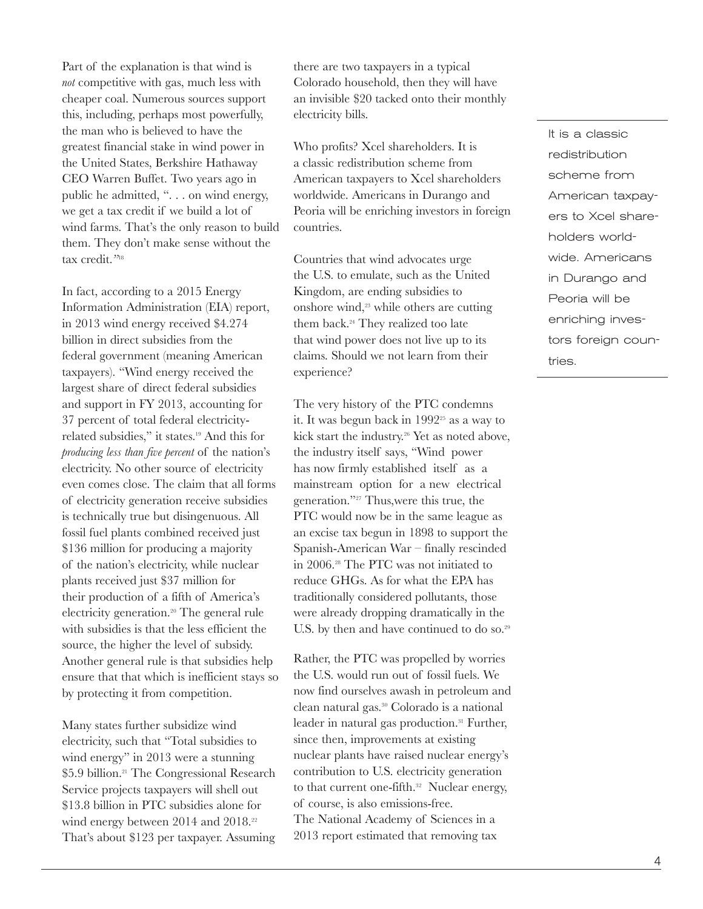Part of the explanation is that wind is *not* competitive with gas, much less with cheaper coal. Numerous sources support this, including, perhaps most powerfully, the man who is believed to have the greatest financial stake in wind power in the United States, Berkshire Hathaway CEO Warren Buffet. Two years ago in public he admitted, ". . . on wind energy, we get a tax credit if we build a lot of wind farms. That's the only reason to build them. They don't make sense without the tax credit."[18]

In fact, according to a 2015 Energy Information Administration (EIA) report, in 2013 wind energy received $4.274 billion in direct subsidies from the federal government (meaning American taxpayers). "Wind energy received the largest share of direct federal subsidies and support in FY 2013, accounting for 37 percent of total federal electricity-related subsidies," it states.[19] And this for *producing less than five percent* of the nation's electricity. No other source of electricity even comes close. The claim that all forms of electricity generation receive subsidies is technically true but disingenuous. All fossil fuel plants combined received just $136 million for producing a majority of the nation's electricity, while nuclear plants received just $37 million for their production of a fifth of America's electricity generation.[20] The general rule with subsidies is that the less efficient the source, the higher the level of subsidy. Another general rule is that subsidies help ensure that that which is inefficient stays so by protecting it from competition.

Many states further subsidize wind electricity, such that "Total subsidies to wind energy" in 2013 were a stunning $5.9 billion.[21] The Congressional Research Service projects taxpayers will shell out $13.8 billion in PTC subsidies alone for wind energy between 2014 and 2018.[22] That's about $123 per taxpayer. Assuming there are two taxpayers in a typical Colorado household, then they will have an invisible $20 tacked onto their monthly electricity bills.

Who profits? Xcel shareholders. It is a classic redistribution scheme from American taxpayers to Xcel shareholders worldwide. Americans in Durango and Peoria will be enriching investors in foreign countries.

> It is a classic redistribution scheme from American taxpayers to Xcel shareholders worldwide. Americans in Durango and Peoria will be enriching investors foreign countries.

Countries that wind advocates urge the U.S. to emulate, such as the United Kingdom, are ending subsidies to onshore wind,[23] while others are cutting them back.[24] They realized too late that wind power does not live up to its claims. Should we not learn from their experience?

The very history of the PTC condemns it. It was begun back in 1992[25] as a way to kick start the industry.[26] Yet as noted above, the industry itself says, "Wind power has now firmly established itself as a mainstream option for a new electrical generation."[27] Thus,were this true, the PTC would now be in the same league as an excise tax begun in 1898 to support the Spanish-American War – finally rescinded in 2006.[28] The PTC was not initiated to reduce GHGs. As for what the EPA has traditionally considered pollutants, those were already dropping dramatically in the U.S. by then and have continued to do so.[29]

Rather, the PTC was propelled by worries the U.S. would run out of fossil fuels. We now find ourselves awash in petroleum and clean natural gas.[30] Colorado is a national leader in natural gas production.[31] Further, since then, improvements at existing nuclear plants have raised nuclear energy's contribution to U.S. electricity generation to that current one-fifth.[32] Nuclear energy, of course, is also emissions-free.
The National Academy of Sciences in a 2013 report estimated that removing tax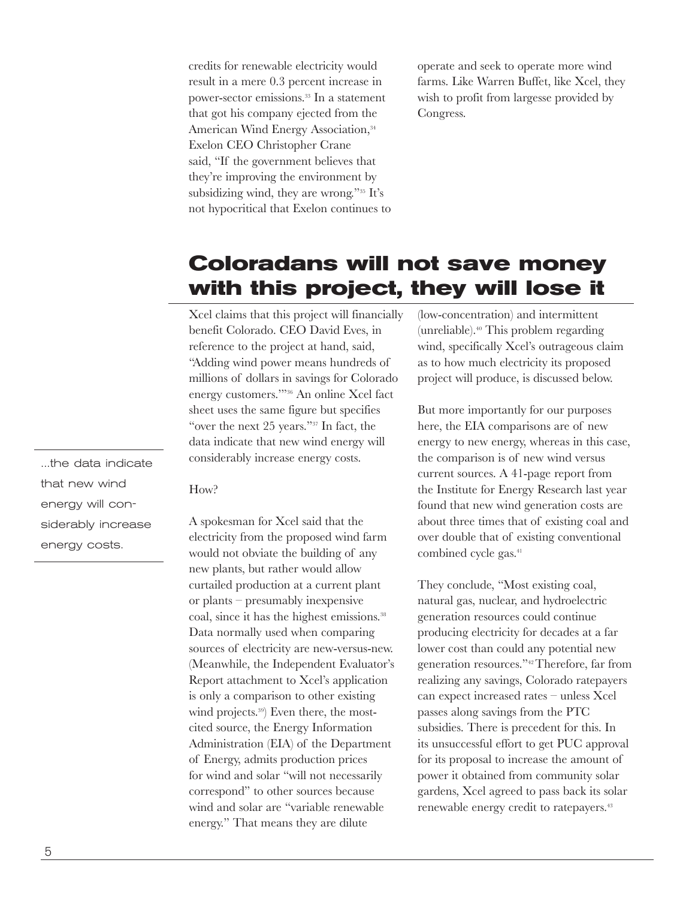credits for renewable electricity would result in a mere 0.3 percent increase in power-sector emissions.[33] In a statement that got his company ejected from the American Wind Energy Association,[34] Exelon CEO Christopher Crane said, "If the government believes that they're improving the environment by subsidizing wind, they are wrong."[35] It's not hypocritical that Exelon continues to operate and seek to operate more wind farms. Like Warren Buffet, like Xcel, they wish to profit from largesse provided by Congress.

## Coloradans will not save money with this project, they will lose it

Xcel claims that this project will financially benefit Colorado. CEO David Eves, in reference to the project at hand, said, "Adding wind power means hundreds of millions of dollars in savings for Colorado energy customers.'"[36] An online Xcel fact sheet uses the same figure but specifies "over the next 25 years."[37] In fact, the data indicate that new wind energy will considerably increase energy costs.

> ...the data indicate that new wind energy will considerably increase energy costs.

How?

A spokesman for Xcel said that the electricity from the proposed wind farm would not obviate the building of any new plants, but rather would allow curtailed production at a current plant or plants – presumably inexpensive coal, since it has the highest emissions.[38] Data normally used when comparing sources of electricity are new-versus-new. (Meanwhile, the Independent Evaluator's Report attachment to Xcel's application is only a comparison to other existing wind projects.[39]) Even there, the most-cited source, the Energy Information Administration (EIA) of the Department of Energy, admits production prices for wind and solar "will not necessarily correspond" to other sources because wind and solar are "variable renewable energy." That means they are dilute (low-concentration) and intermittent (unreliable).[40] This problem regarding wind, specifically Xcel's outrageous claim as to how much electricity its proposed project will produce, is discussed below.

But more importantly for our purposes here, the EIA comparisons are of new energy to new energy, whereas in this case, the comparison is of new wind versus current sources. A 41-page report from the Institute for Energy Research last year found that new wind generation costs are about three times that of existing coal and over double that of existing conventional combined cycle gas.[41]

They conclude, "Most existing coal, natural gas, nuclear, and hydroelectric generation resources could continue producing electricity for decades at a far lower cost than could any potential new generation resources."[42] Therefore, far from realizing any savings, Colorado ratepayers can expect increased rates – unless Xcel passes along savings from the PTC subsidies. There is precedent for this. In its unsuccessful effort to get PUC approval for its proposal to increase the amount of power it obtained from community solar gardens, Xcel agreed to pass back its solar renewable energy credit to ratepayers.[43]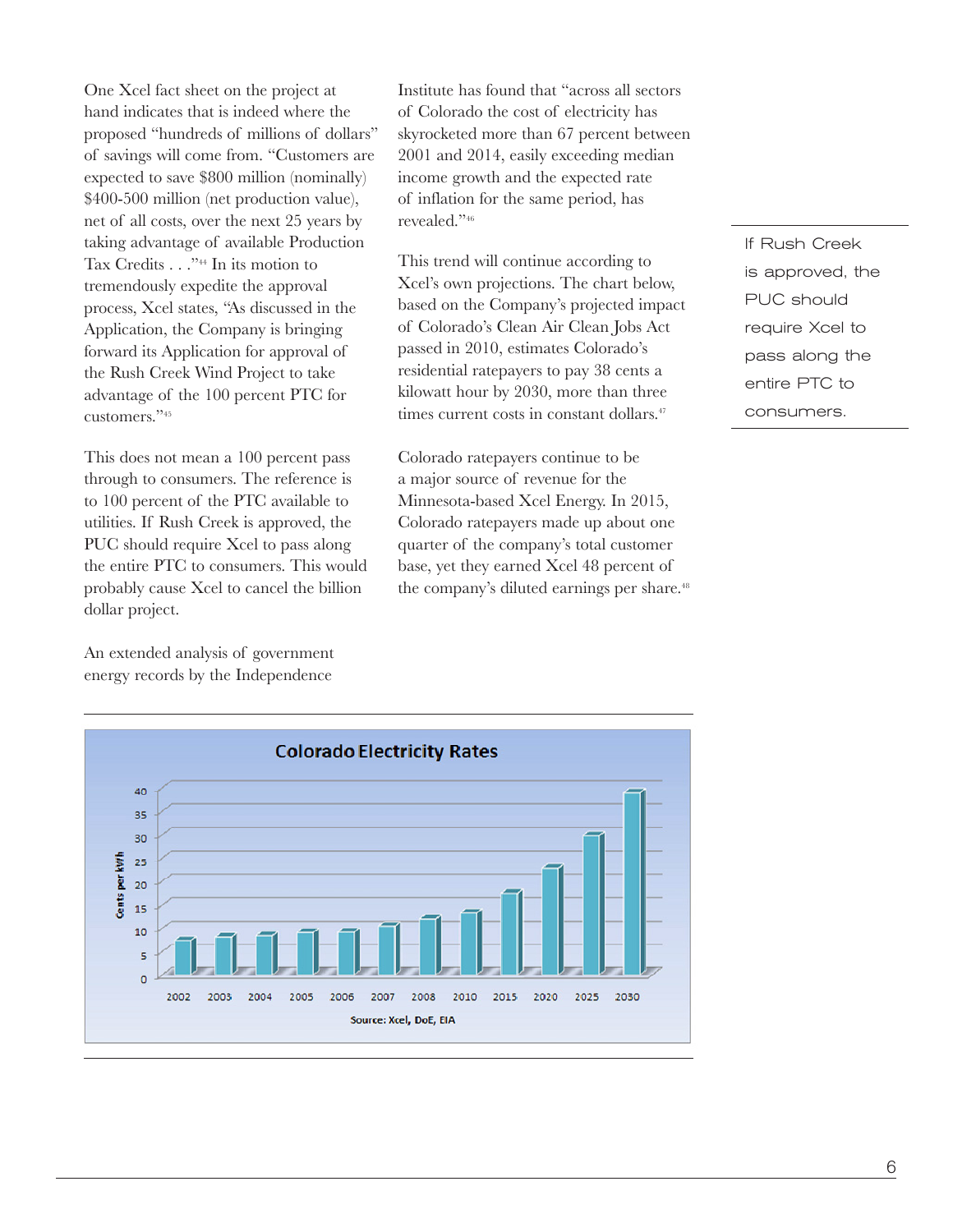One Xcel fact sheet on the project at hand indicates that is indeed where the proposed "hundreds of millions of dollars" of savings will come from. "Customers are expected to save $800 million (nominally) $400-500 million (net production value), net of all costs, over the next 25 years by taking advantage of available Production Tax Credits . . ."[44] In its motion to tremendously expedite the approval process, Xcel states, "As discussed in the Application, the Company is bringing forward its Application for approval of the Rush Creek Wind Project to take advantage of the 100 percent PTC for customers."[45]

This does not mean a 100 percent pass through to consumers. The reference is to 100 percent of the PTC available to utilities. If Rush Creek is approved, the PUC should require Xcel to pass along the entire PTC to consumers. This would probably cause Xcel to cancel the billion dollar project.

An extended analysis of government energy records by the Independence Institute has found that "across all sectors of Colorado the cost of electricity has skyrocketed more than 67 percent between 2001 and 2014, easily exceeding median income growth and the expected rate of inflation for the same period, has revealed."[46]

This trend will continue according to Xcel's own projections. The chart below, based on the Company's projected impact of Colorado's Clean Air Clean Jobs Act passed in 2010, estimates Colorado's residential ratepayers to pay 38 cents a kilowatt hour by 2030, more than three times current costs in constant dollars.[47]

Colorado ratepayers continue to be a major source of revenue for the Minnesota-based Xcel Energy. In 2015, Colorado ratepayers made up about one quarter of the company's total customer base, yet they earned Xcel 48 percent of the company's diluted earnings per share.[48]

> If Rush Creek is approved, the PUC should require Xcel to pass along the entire PTC to consumers.

**Colorado Electricity Rates**

Cents per kWh: 2002, 2003, 2004, 2005, 2006, 2007, 2008, 2010, 2015, 2020, 2025, 2030

Source: Xcel, DoE, EIA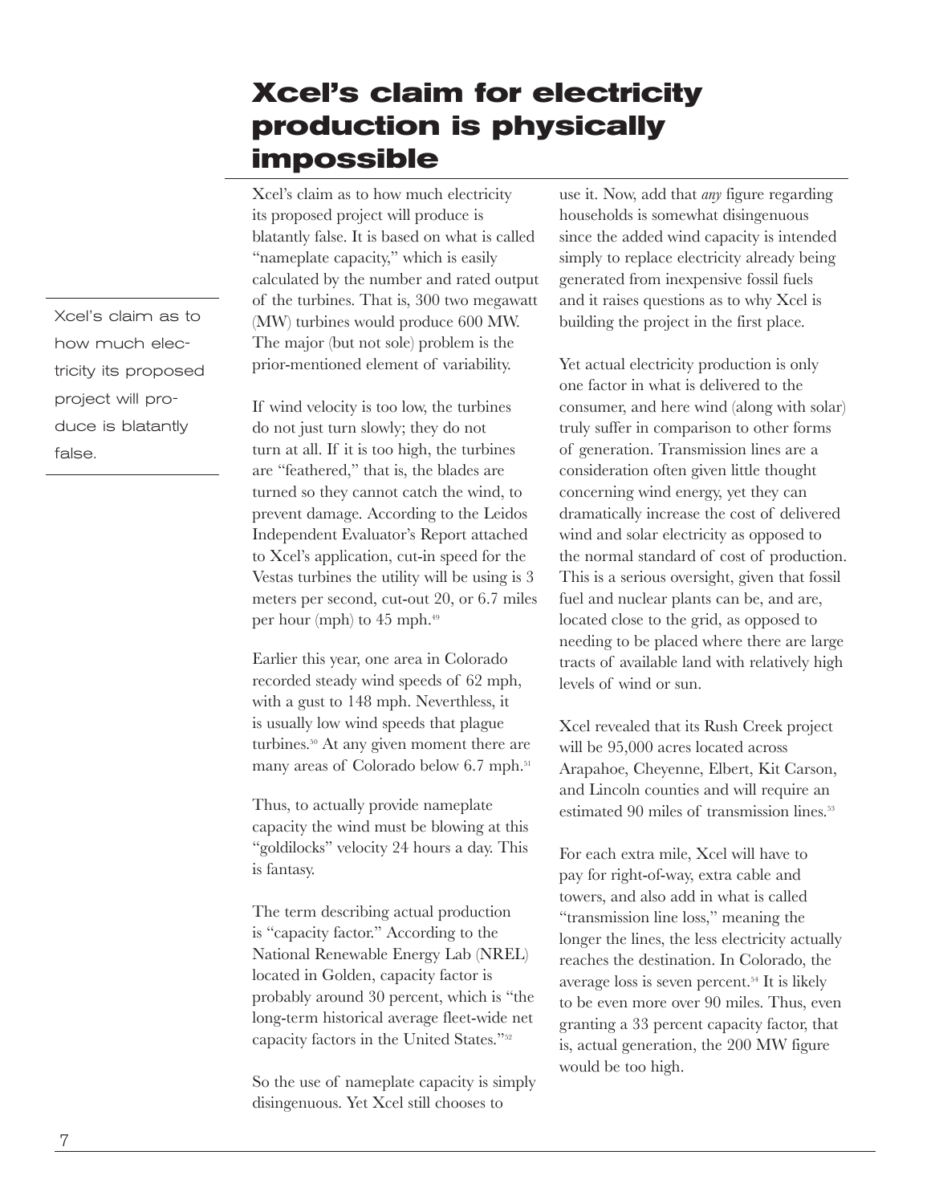# Xcel's claim for electricity production is physically impossible

Xcel's claim as to how much electricity its proposed project will produce is blatantly false. It is based on what is called "nameplate capacity," which is easily calculated by the number and rated output of the turbines. That is, 300 two megawatt (MW) turbines would produce 600 MW. The major (but not sole) problem is the prior-mentioned element of variability.

> Xcel's claim as to how much electricity its proposed project will produce is blatantly false.

If wind velocity is too low, the turbines do not just turn slowly; they do not turn at all. If it is too high, the turbines are "feathered," that is, the blades are turned so they cannot catch the wind, to prevent damage. According to the Leidos Independent Evaluator's Report attached to Xcel's application, cut-in speed for the Vestas turbines the utility will be using is 3 meters per second, cut-out 20, or 6.7 miles per hour (mph) to 45 mph.[49]

Earlier this year, one area in Colorado recorded steady wind speeds of 62 mph, with a gust to 148 mph. Neverthless, it is usually low wind speeds that plague turbines.[50] At any given moment there are many areas of Colorado below 6.7 mph.[51]

Thus, to actually provide nameplate capacity the wind must be blowing at this "goldilocks" velocity 24 hours a day. This is fantasy.

The term describing actual production is "capacity factor." According to the National Renewable Energy Lab (NREL) located in Golden, capacity factor is probably around 30 percent, which is "the long-term historical average fleet-wide net capacity factors in the United States."[52]

So the use of nameplate capacity is simply disingenuous. Yet Xcel still chooses to use it. Now, add that *any* figure regarding households is somewhat disingenuous since the added wind capacity is intended simply to replace electricity already being generated from inexpensive fossil fuels and it raises questions as to why Xcel is building the project in the first place.

Yet actual electricity production is only one factor in what is delivered to the consumer, and here wind (along with solar) truly suffer in comparison to other forms of generation. Transmission lines are a consideration often given little thought concerning wind energy, yet they can dramatically increase the cost of delivered wind and solar electricity as opposed to the normal standard of cost of production. This is a serious oversight, given that fossil fuel and nuclear plants can be, and are, located close to the grid, as opposed to needing to be placed where there are large tracts of available land with relatively high levels of wind or sun.

Xcel revealed that its Rush Creek project will be 95,000 acres located across Arapahoe, Cheyenne, Elbert, Kit Carson, and Lincoln counties and will require an estimated 90 miles of transmission lines.[53]

For each extra mile, Xcel will have to pay for right-of-way, extra cable and towers, and also add in what is called "transmission line loss," meaning the longer the lines, the less electricity actually reaches the destination. In Colorado, the average loss is seven percent.[54] It is likely to be even more over 90 miles. Thus, even granting a 33 percent capacity factor, that is, actual generation, the 200 MW figure would be too high.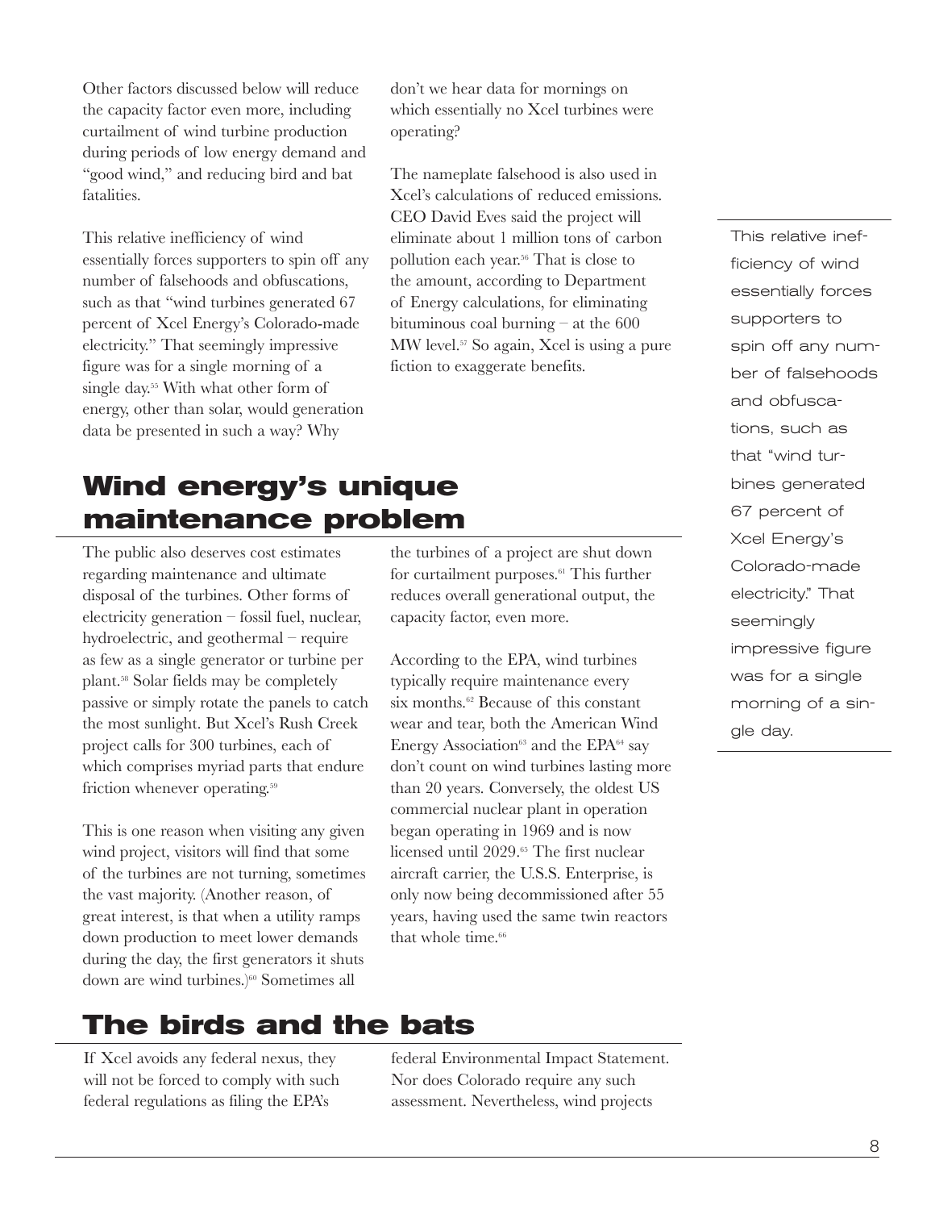Other factors discussed below will reduce the capacity factor even more, including curtailment of wind turbine production during periods of low energy demand and "good wind," and reducing bird and bat fatalities.

This relative inefficiency of wind essentially forces supporters to spin off any number of falsehoods and obfuscations, such as that "wind turbines generated 67 percent of Xcel Energy's Colorado-made electricity." That seemingly impressive figure was for a single morning of a single day.[55] With what other form of energy, other than solar, would generation data be presented in such a way? Why don't we hear data for mornings on which essentially no Xcel turbines were operating?

The nameplate falsehood is also used in Xcel's calculations of reduced emissions. CEO David Eves said the project will eliminate about 1 million tons of carbon pollution each year.[56] That is close to the amount, according to Department of Energy calculations, for eliminating bituminous coal burning – at the 600 MW level.[57] So again, Xcel is using a pure fiction to exaggerate benefits.

> This relative inefficiency of wind essentially forces supporters to spin off any number of falsehoods and obfuscations, such as that "wind turbines generated 67 percent of Xcel Energy's Colorado-made electricity." That seemingly impressive figure was for a single morning of a single day.

## Wind energy's unique maintenance problem

The public also deserves cost estimates regarding maintenance and ultimate disposal of the turbines. Other forms of electricity generation – fossil fuel, nuclear, hydroelectric, and geothermal – require as few as a single generator or turbine per plant.[58] Solar fields may be completely passive or simply rotate the panels to catch the most sunlight. But Xcel's Rush Creek project calls for 300 turbines, each of which comprises myriad parts that endure friction whenever operating.[59]

This is one reason when visiting any given wind project, visitors will find that some of the turbines are not turning, sometimes the vast majority. (Another reason, of great interest, is that when a utility ramps down production to meet lower demands during the day, the first generators it shuts down are wind turbines.)[60] Sometimes all the turbines of a project are shut down for curtailment purposes.[61] This further reduces overall generational output, the capacity factor, even more.

According to the EPA, wind turbines typically require maintenance every six months.[62] Because of this constant wear and tear, both the American Wind Energy Association[63] and the EPA[64] say don't count on wind turbines lasting more than 20 years. Conversely, the oldest US commercial nuclear plant in operation began operating in 1969 and is now licensed until 2029.[65] The first nuclear aircraft carrier, the U.S.S. Enterprise, is only now being decommissioned after 55 years, having used the same twin reactors that whole time.[66]

## The birds and the bats

If Xcel avoids any federal nexus, they will not be forced to comply with such federal regulations as filing the EPA's federal Environmental Impact Statement. Nor does Colorado require any such assessment. Nevertheless, wind projects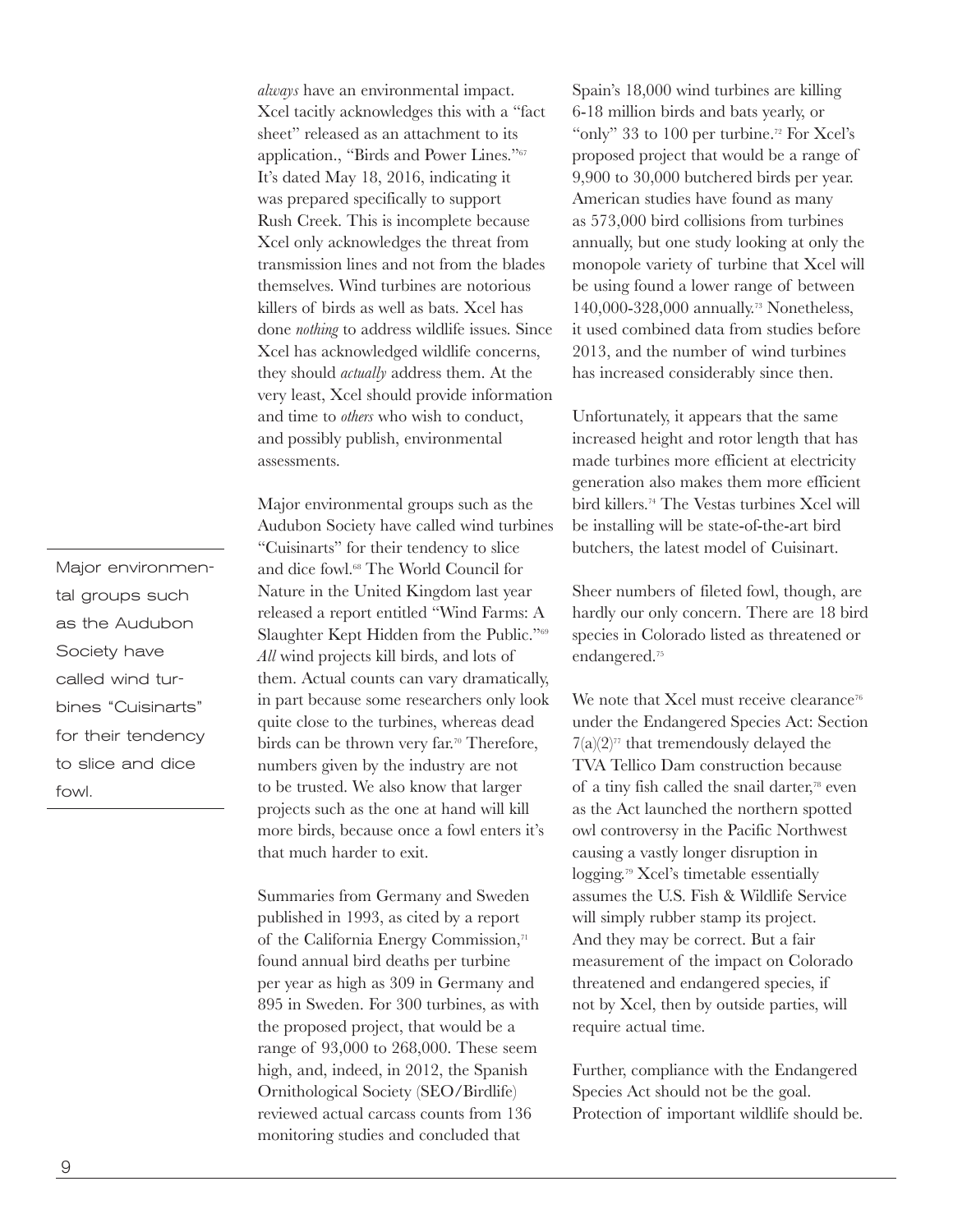*always* have an environmental impact. Xcel tacitly acknowledges this with a "fact sheet" released as an attachment to its application., "Birds and Power Lines."[67] It's dated May 18, 2016, indicating it was prepared specifically to support Rush Creek. This is incomplete because Xcel only acknowledges the threat from transmission lines and not from the blades themselves. Wind turbines are notorious killers of birds as well as bats. Xcel has done *nothing* to address wildlife issues. Since Xcel has acknowledged wildlife concerns, they should *actually* address them. At the very least, Xcel should provide information and time to *others* who wish to conduct, and possibly publish, environmental assessments.

Major environmental groups such as the Audubon Society have called wind turbines "Cuisinarts" for their tendency to slice and dice fowl.[68] The World Council for Nature in the United Kingdom last year released a report entitled "Wind Farms: A Slaughter Kept Hidden from the Public."[69] *All* wind projects kill birds, and lots of them. Actual counts can vary dramatically, in part because some researchers only look quite close to the turbines, whereas dead birds can be thrown very far.[70] Therefore, numbers given by the industry are not to be trusted. We also know that larger projects such as the one at hand will kill more birds, because once a fowl enters it's that much harder to exit.

> Major environmental groups such as the Audubon Society have called wind turbines "Cuisinarts" for their tendency to slice and dice fowl.

Summaries from Germany and Sweden published in 1993, as cited by a report of the California Energy Commission,[71] found annual bird deaths per turbine per year as high as 309 in Germany and 895 in Sweden. For 300 turbines, as with the proposed project, that would be a range of 93,000 to 268,000. These seem high, and, indeed, in 2012, the Spanish Ornithological Society (SEO/Birdlife) reviewed actual carcass counts from 136 monitoring studies and concluded that Spain's 18,000 wind turbines are killing 6-18 million birds and bats yearly, or "only" 33 to 100 per turbine.[72] For Xcel's proposed project that would be a range of 9,900 to 30,000 butchered birds per year. American studies have found as many as 573,000 bird collisions from turbines annually, but one study looking at only the monopole variety of turbine that Xcel will be using found a lower range of between 140,000-328,000 annually.[73] Nonetheless, it used combined data from studies before 2013, and the number of wind turbines has increased considerably since then.

Unfortunately, it appears that the same increased height and rotor length that has made turbines more efficient at electricity generation also makes them more efficient bird killers.[74] The Vestas turbines Xcel will be installing will be state-of-the-art bird butchers, the latest model of Cuisinart.

Sheer numbers of fileted fowl, though, are hardly our only concern. There are 18 bird species in Colorado listed as threatened or endangered.[75]

We note that Xcel must receive clearance[76] under the Endangered Species Act: Section 7(a)(2)[77] that tremendously delayed the TVA Tellico Dam construction because of a tiny fish called the snail darter,[78] even as the Act launched the northern spotted owl controversy in the Pacific Northwest causing a vastly longer disruption in logging.[79] Xcel's timetable essentially assumes the U.S. Fish & Wildlife Service will simply rubber stamp its project. And they may be correct. But a fair measurement of the impact on Colorado threatened and endangered species, if not by Xcel, then by outside parties, will require actual time.

Further, compliance with the Endangered Species Act should not be the goal. Protection of important wildlife should be.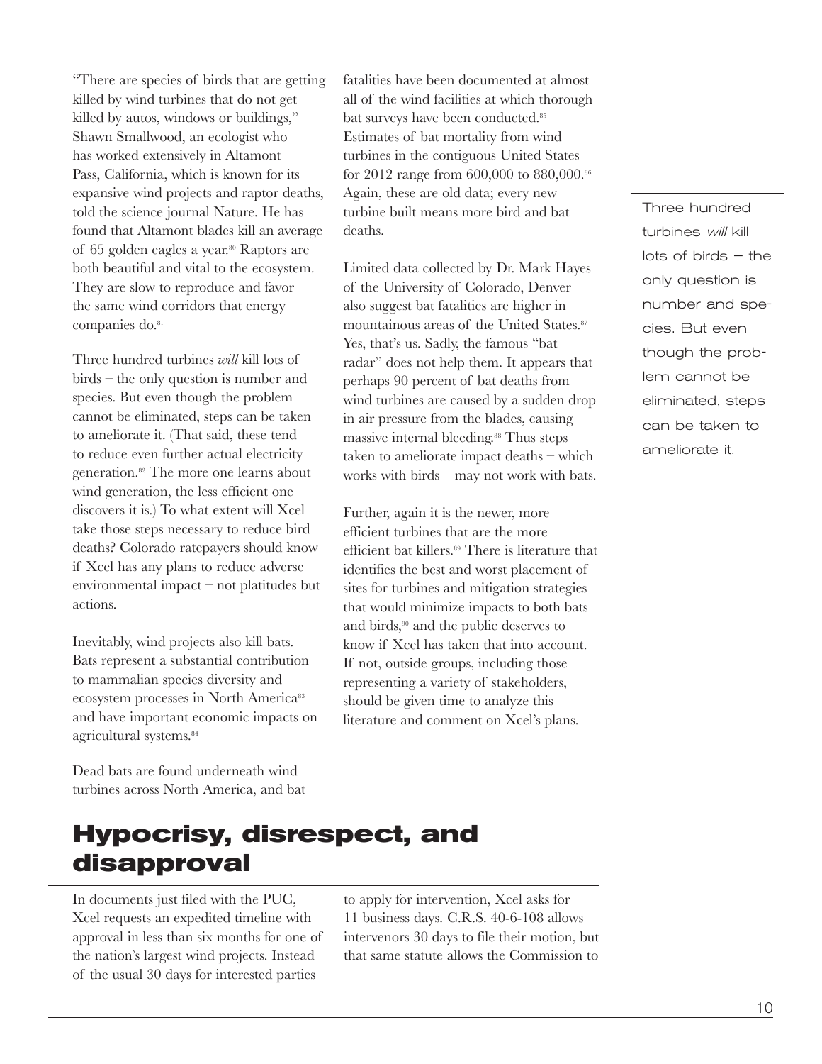"There are species of birds that are getting killed by wind turbines that do not get killed by autos, windows or buildings," Shawn Smallwood, an ecologist who has worked extensively in Altamont Pass, California, which is known for its expansive wind projects and raptor deaths, told the science journal Nature. He has found that Altamont blades kill an average of 65 golden eagles a year.[80] Raptors are both beautiful and vital to the ecosystem. They are slow to reproduce and favor the same wind corridors that energy companies do.[81]

Three hundred turbines *will* kill lots of birds – the only question is number and species. But even though the problem cannot be eliminated, steps can be taken to ameliorate it. (That said, these tend to reduce even further actual electricity generation.[82] The more one learns about wind generation, the less efficient one discovers it is.) To what extent will Xcel take those steps necessary to reduce bird deaths? Colorado ratepayers should know if Xcel has any plans to reduce adverse environmental impact – not platitudes but actions.

Inevitably, wind projects also kill bats. Bats represent a substantial contribution to mammalian species diversity and ecosystem processes in North America[83] and have important economic impacts on agricultural systems.[84]

Dead bats are found underneath wind turbines across North America, and bat fatalities have been documented at almost all of the wind facilities at which thorough bat surveys have been conducted.[85] Estimates of bat mortality from wind turbines in the contiguous United States for 2012 range from 600,000 to 880,000.[86] Again, these are old data; every new turbine built means more bird and bat deaths.

Limited data collected by Dr. Mark Hayes of the University of Colorado, Denver also suggest bat fatalities are higher in mountainous areas of the United States.[87] Yes, that's us. Sadly, the famous "bat radar" does not help them. It appears that perhaps 90 percent of bat deaths from wind turbines are caused by a sudden drop in air pressure from the blades, causing massive internal bleeding.[88] Thus steps taken to ameliorate impact deaths – which works with birds – may not work with bats.

Further, again it is the newer, more efficient turbines that are the more efficient bat killers.[89] There is literature that identifies the best and worst placement of sites for turbines and mitigation strategies that would minimize impacts to both bats and birds,[90] and the public deserves to know if Xcel has taken that into account. If not, outside groups, including those representing a variety of stakeholders, should be given time to analyze this literature and comment on Xcel's plans.

> Three hundred turbines *will* kill lots of birds – the only question is number and species. But even though the problem cannot be eliminated, steps can be taken to ameliorate it.

## Hypocrisy, disrespect, and disapproval

In documents just filed with the PUC, Xcel requests an expedited timeline with approval in less than six months for one of the nation's largest wind projects. Instead of the usual 30 days for interested parties to apply for intervention, Xcel asks for 11 business days. C.R.S. 40-6-108 allows intervenors 30 days to file their motion, but that same statute allows the Commission to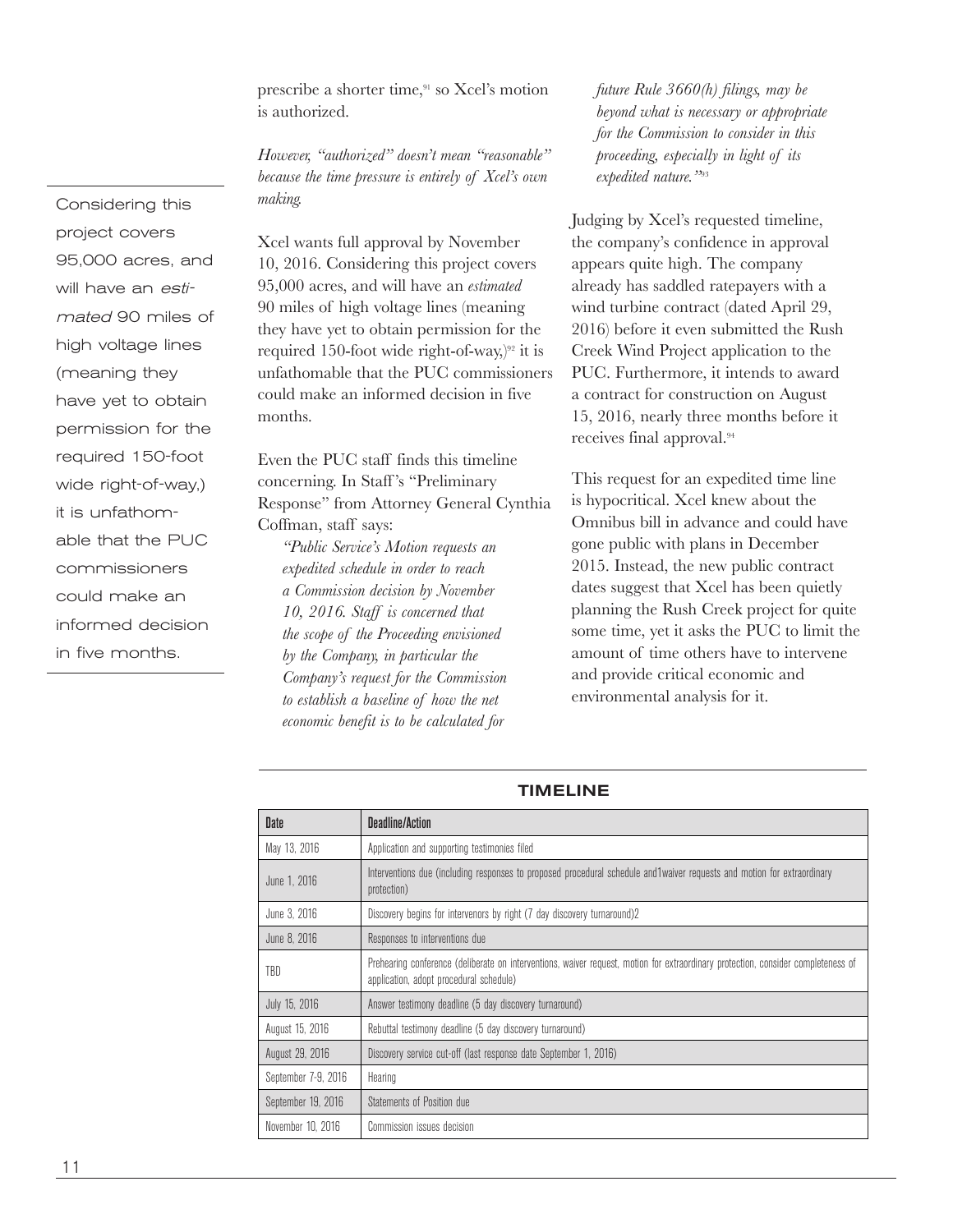prescribe a shorter time,[91] so Xcel's motion is authorized.

*However, "authorized" doesn't mean "reasonable" because the time pressure is entirely of Xcel's own making.*

> Considering this project covers 95,000 acres, and will have an *estimated* 90 miles of high voltage lines (meaning they have yet to obtain permission for the required 150-foot wide right-of-way,) it is unfathomable that the PUC commissioners could make an informed decision in five months.

Xcel wants full approval by November 10, 2016. Considering this project covers 95,000 acres, and will have an *estimated* 90 miles of high voltage lines (meaning they have yet to obtain permission for the required 150-foot wide right-of-way,)[92] it is unfathomable that the PUC commissioners could make an informed decision in five months.

Even the PUC staff finds this timeline concerning. In Staff's "Preliminary Response" from Attorney General Cynthia Coffman, staff says:

> *"Public Service's Motion requests an expedited schedule in order to reach a Commission decision by November 10, 2016. Staff is concerned that the scope of the Proceeding envisioned by the Company, in particular the Company's request for the Commission to establish a baseline of how the net economic benefit is to be calculated for future Rule 3660(h) filings, may be beyond what is necessary or appropriate for the Commission to consider in this proceeding, especially in light of its expedited nature."*[93]

Judging by Xcel's requested timeline, the company's confidence in approval appears quite high. The company already has saddled ratepayers with a wind turbine contract (dated April 29, 2016) before it even submitted the Rush Creek Wind Project application to the PUC. Furthermore, it intends to award a contract for construction on August 15, 2016, nearly three months before it receives final approval.[94]

This request for an expedited time line is hypocritical. Xcel knew about the Omnibus bill in advance and could have gone public with plans in December 2015. Instead, the new public contract dates suggest that Xcel has been quietly planning the Rush Creek project for quite some time, yet it asks the PUC to limit the amount of time others have to intervene and provide critical economic and environmental analysis for it.

**TIMELINE**

| Date | Deadline/Action |
|---|---|
| May 13, 2016 | Application and supporting testimonies filed |
| June 1, 2016 | Interventions due (including responses to proposed procedural schedule and1waiver requests and motion for extraordinary protection) |
| June 3, 2016 | Discovery begins for intervenors by right (7 day discovery turnaround)2 |
| June 8, 2016 | Responses to interventions due |
| TBD | Prehearing conference (deliberate on interventions, waiver request, motion for extraordinary protection, consider completeness of application, adopt procedural schedule) |
| July 15, 2016 | Answer testimony deadline (5 day discovery turnaround) |
| August 15, 2016 | Rebuttal testimony deadline (5 day discovery turnaround) |
| August 29, 2016 | Discovery service cut-off (last response date September 1, 2016) |
| September 7-9, 2016 | Hearing |
| September 19, 2016 | Statements of Position due |
| November 10, 2016 | Commission issues decision |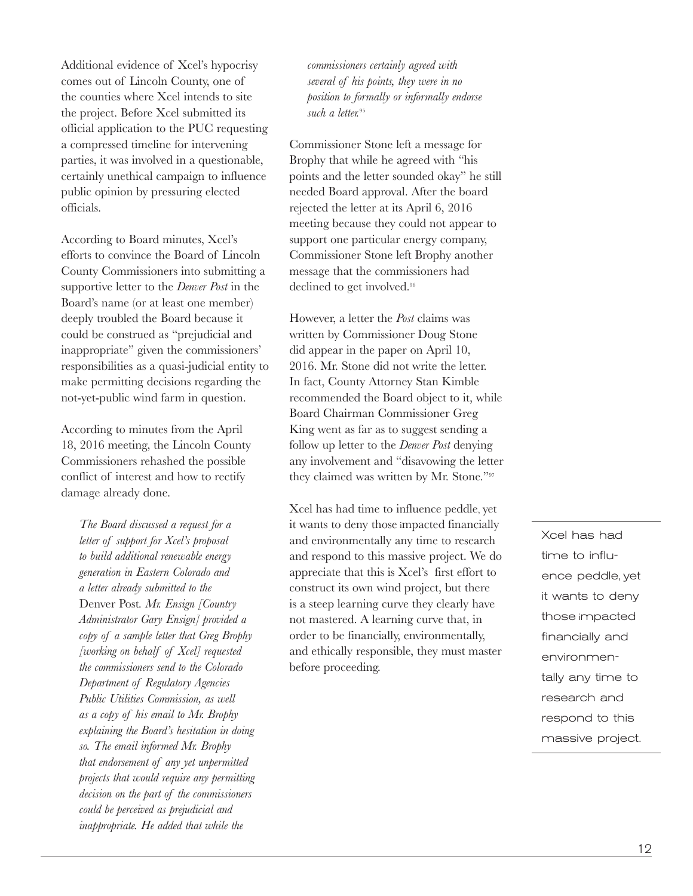Additional evidence of Xcel's hypocrisy comes out of Lincoln County, one of the counties where Xcel intends to site the project. Before Xcel submitted its official application to the PUC requesting a compressed timeline for intervening parties, it was involved in a questionable, certainly unethical campaign to influence public opinion by pressuring elected officials.

According to Board minutes, Xcel's efforts to convince the Board of Lincoln County Commissioners into submitting a supportive letter to the *Denver Post* in the Board's name (or at least one member) deeply troubled the Board because it could be construed as "prejudicial and inappropriate" given the commissioners' responsibilities as a quasi-judicial entity to make permitting decisions regarding the not-yet-public wind farm in question.

According to minutes from the April 18, 2016 meeting, the Lincoln County Commissioners rehashed the possible conflict of interest and how to rectify damage already done.

> *The Board discussed a request for a letter of support for Xcel's proposal to build additional renewable energy generation in Eastern Colorado and a letter already submitted to the* Denver Post*. Mr. Ensign [Country Administrator Gary Ensign] provided a copy of a sample letter that Greg Brophy [working on behalf of Xcel] requested the commissioners send to the Colorado Department of Regulatory Agencies Public Utilities Commission, as well as a copy of his email to Mr. Brophy explaining the Board's hesitation in doing so. The email informed Mr. Brophy that endorsement of any yet unpermitted projects that would require any permitting decision on the part of the commissioners could be perceived as prejudicial and inappropriate. He added that while the commissioners certainly agreed with several of his points, they were in no position to formally or informally endorse such a letter.*[95]

Commissioner Stone left a message for Brophy that while he agreed with "his points and the letter sounded okay" he still needed Board approval. After the board rejected the letter at its April 6, 2016 meeting because they could not appear to support one particular energy company, Commissioner Stone left Brophy another message that the commissioners had declined to get involved.[96]

However, a letter the *Post* claims was written by Commissioner Doug Stone did appear in the paper on April 10, 2016. Mr. Stone did not write the letter. In fact, County Attorney Stan Kimble recommended the Board object to it, while Board Chairman Commissioner Greg King went as far as to suggest sending a follow up letter to the *Denver Post* denying any involvement and "disavowing the letter they claimed was written by Mr. Stone."[97]

Xcel has had time to influence peddle, yet it wants to deny those impacted financially and environmentally any time to research and respond to this massive project. We do appreciate that this is Xcel's first effort to construct its own wind project, but there is a steep learning curve they clearly have not mastered. A learning curve that, in order to be financially, environmentally, and ethically responsible, they must master before proceeding.

> Xcel has had time to influence peddle, yet it wants to deny those impacted financially and environmentally any time to research and respond to this massive project.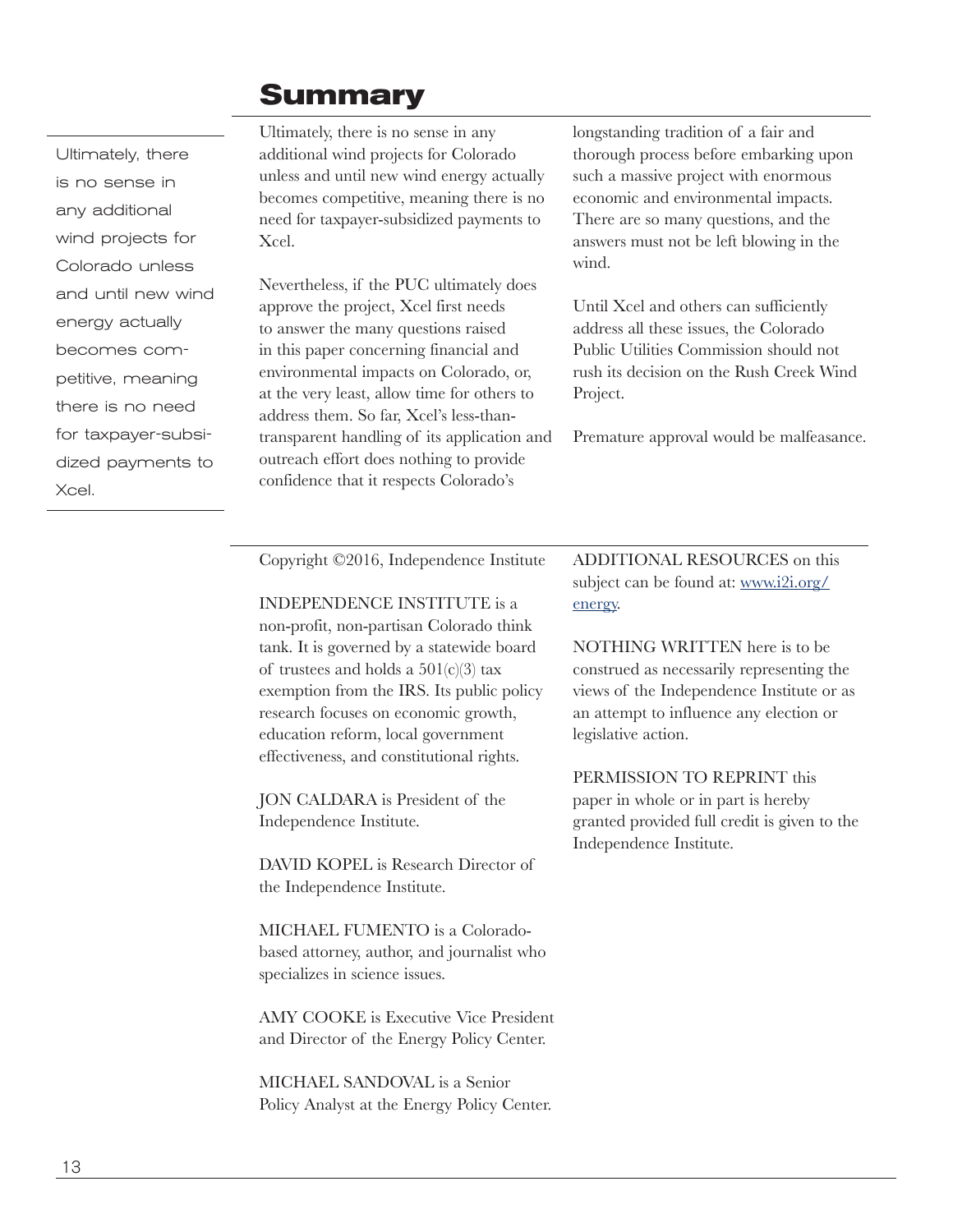## Summary

> Ultimately, there is no sense in any additional wind projects for Colorado unless and until new wind energy actually becomes competitive, meaning there is no need for taxpayer-subsidized payments to Xcel.

Ultimately, there is no sense in any additional wind projects for Colorado unless and until new wind energy actually becomes competitive, meaning there is no need for taxpayer-subsidized payments to Xcel.

Nevertheless, if the PUC ultimately does approve the project, Xcel first needs to answer the many questions raised in this paper concerning financial and environmental impacts on Colorado, or, at the very least, allow time for others to address them. So far, Xcel's less-than-transparent handling of its application and outreach effort does nothing to provide confidence that it respects Colorado's longstanding tradition of a fair and thorough process before embarking upon such a massive project with enormous economic and environmental impacts. There are so many questions, and the answers must not be left blowing in the wind.

Until Xcel and others can sufficiently address all these issues, the Colorado Public Utilities Commission should not rush its decision on the Rush Creek Wind Project.

Premature approval would be malfeasance.

---

Copyright ©2016, Independence Institute

INDEPENDENCE INSTITUTE is a non-profit, non-partisan Colorado think tank. It is governed by a statewide board of trustees and holds a 501(c)(3) tax exemption from the IRS. Its public policy research focuses on economic growth, education reform, local government effectiveness, and constitutional rights.

JON CALDARA is President of the Independence Institute.

DAVID KOPEL is Research Director of the Independence Institute.

MICHAEL FUMENTO is a Colorado-based attorney, author, and journalist who specializes in science issues.

AMY COOKE is Executive Vice President and Director of the Energy Policy Center.

MICHAEL SANDOVAL is a Senior Policy Analyst at the Energy Policy Center.

ADDITIONAL RESOURCES on this subject can be found at: [www.i2i.org/energy](http://www.i2i.org/energy).

NOTHING WRITTEN here is to be construed as necessarily representing the views of the Independence Institute or as an attempt to influence any election or legislative action.

PERMISSION TO REPRINT this paper in whole or in part is hereby granted provided full credit is given to the Independence Institute.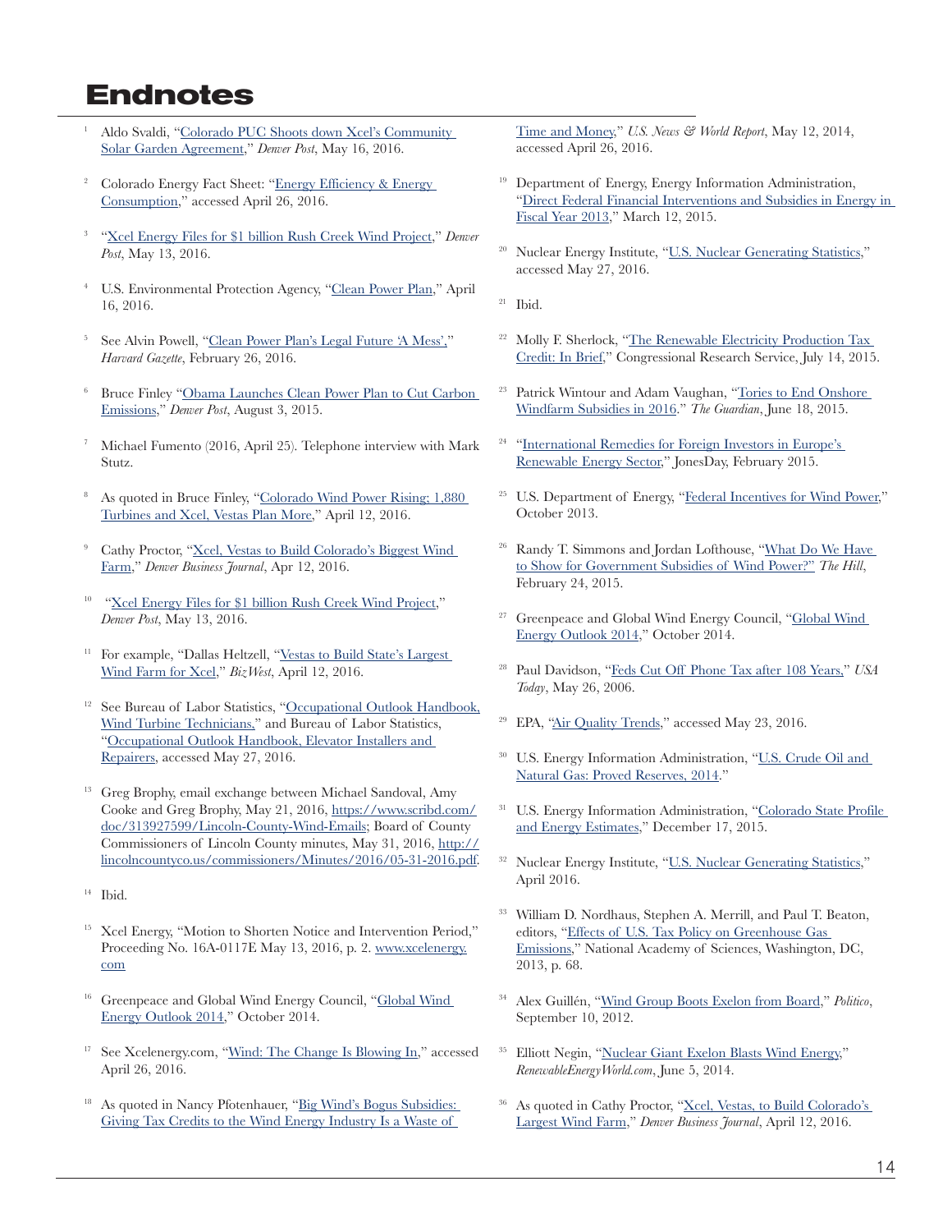# Endnotes

1. Aldo Svaldi, "Colorado PUC Shoots down Xcel's Community Solar Garden Agreement," *Denver Post*, May 16, 2016.

2. Colorado Energy Fact Sheet: "Energy Efficiency & Energy Consumption," accessed April 26, 2016.

3. "Xcel Energy Files for $1 billion Rush Creek Wind Project," *Denver Post*, May 13, 2016.

4. U.S. Environmental Protection Agency, "Clean Power Plan," April 16, 2016.

5. See Alvin Powell, "Clean Power Plan's Legal Future 'A Mess'," *Harvard Gazette*, February 26, 2016.

6. Bruce Finley "Obama Launches Clean Power Plan to Cut Carbon Emissions," *Denver Post*, August 3, 2015.

7. Michael Fumento (2016, April 25). Telephone interview with Mark Stutz.

8. As quoted in Bruce Finley, "Colorado Wind Power Rising; 1,880 Turbines and Xcel, Vestas Plan More," April 12, 2016.

9. Cathy Proctor, "Xcel, Vestas to Build Colorado's Biggest Wind Farm," *Denver Business Journal*, Apr 12, 2016.

10. "Xcel Energy Files for $1 billion Rush Creek Wind Project," *Denver Post*, May 13, 2016.

11. For example, "Dallas Heltzell, "Vestas to Build State's Largest Wind Farm for Xcel," *BizWest*, April 12, 2016.

12. See Bureau of Labor Statistics, "Occupational Outlook Handbook, Wind Turbine Technicians," and Bureau of Labor Statistics, "Occupational Outlook Handbook, Elevator Installers and Repairers, accessed May 27, 2016.

13. Greg Brophy, email exchange between Michael Sandoval, Amy Cooke and Greg Brophy, May 21, 2016, https://www.scribd.com/doc/313927599/Lincoln-County-Wind-Emails; Board of County Commissioners of Lincoln County minutes, May 31, 2016, http://lincolncountyco.us/commissioners/Minutes/2016/05-31-2016.pdf.

14. Ibid.

15. Xcel Energy, "Motion to Shorten Notice and Intervention Period," Proceeding No. 16A-0117E May 13, 2016, p. 2. www.xcelenergy.com

16. Greenpeace and Global Wind Energy Council, "Global Wind Energy Outlook 2014," October 2014.

17. See Xcelenergy.com, "Wind: The Change Is Blowing In," accessed April 26, 2016.

18. As quoted in Nancy Pfotenhauer, "Big Wind's Bogus Subsidies: Giving Tax Credits to the Wind Energy Industry Is a Waste of Time and Money," *U.S. News & World Report*, May 12, 2014, accessed April 26, 2016.

19. Department of Energy, Energy Information Administration, "Direct Federal Financial Interventions and Subsidies in Energy in Fiscal Year 2013," March 12, 2015.

20. Nuclear Energy Institute, "U.S. Nuclear Generating Statistics," accessed May 27, 2016.

21. Ibid.

22. Molly F. Sherlock, "The Renewable Electricity Production Tax Credit: In Brief," Congressional Research Service, July 14, 2015.

23. Patrick Wintour and Adam Vaughan, "Tories to End Onshore Windfarm Subsidies in 2016." *The Guardian*, June 18, 2015.

24. "International Remedies for Foreign Investors in Europe's Renewable Energy Sector," JonesDay, February 2015.

25. U.S. Department of Energy, "Federal Incentives for Wind Power," October 2013.

26. Randy T. Simmons and Jordan Lofthouse, "What Do We Have to Show for Government Subsidies of Wind Power?" *The Hill*, February 24, 2015.

27. Greenpeace and Global Wind Energy Council, "Global Wind Energy Outlook 2014," October 2014.

28. Paul Davidson, "Feds Cut Off Phone Tax after 108 Years," *USA Today*, May 26, 2006.

29. EPA, "Air Quality Trends," accessed May 23, 2016.

30. U.S. Energy Information Administration, "U.S. Crude Oil and Natural Gas: Proved Reserves, 2014."

31. U.S. Energy Information Administration, "Colorado State Profile and Energy Estimates," December 17, 2015.

32. Nuclear Energy Institute, "U.S. Nuclear Generating Statistics," April 2016.

33. William D. Nordhaus, Stephen A. Merrill, and Paul T. Beaton, editors, "Effects of U.S. Tax Policy on Greenhouse Gas Emissions," National Academy of Sciences, Washington, DC, 2013, p. 68.

34. Alex Guillén, "Wind Group Boots Exelon from Board," *Politico*, September 10, 2012.

35. Elliott Negin, "Nuclear Giant Exelon Blasts Wind Energy," *RenewableEnergyWorld.com*, June 5, 2014.

36. As quoted in Cathy Proctor, "Xcel, Vestas, to Build Colorado's Largest Wind Farm," *Denver Business Journal*, April 12, 2016.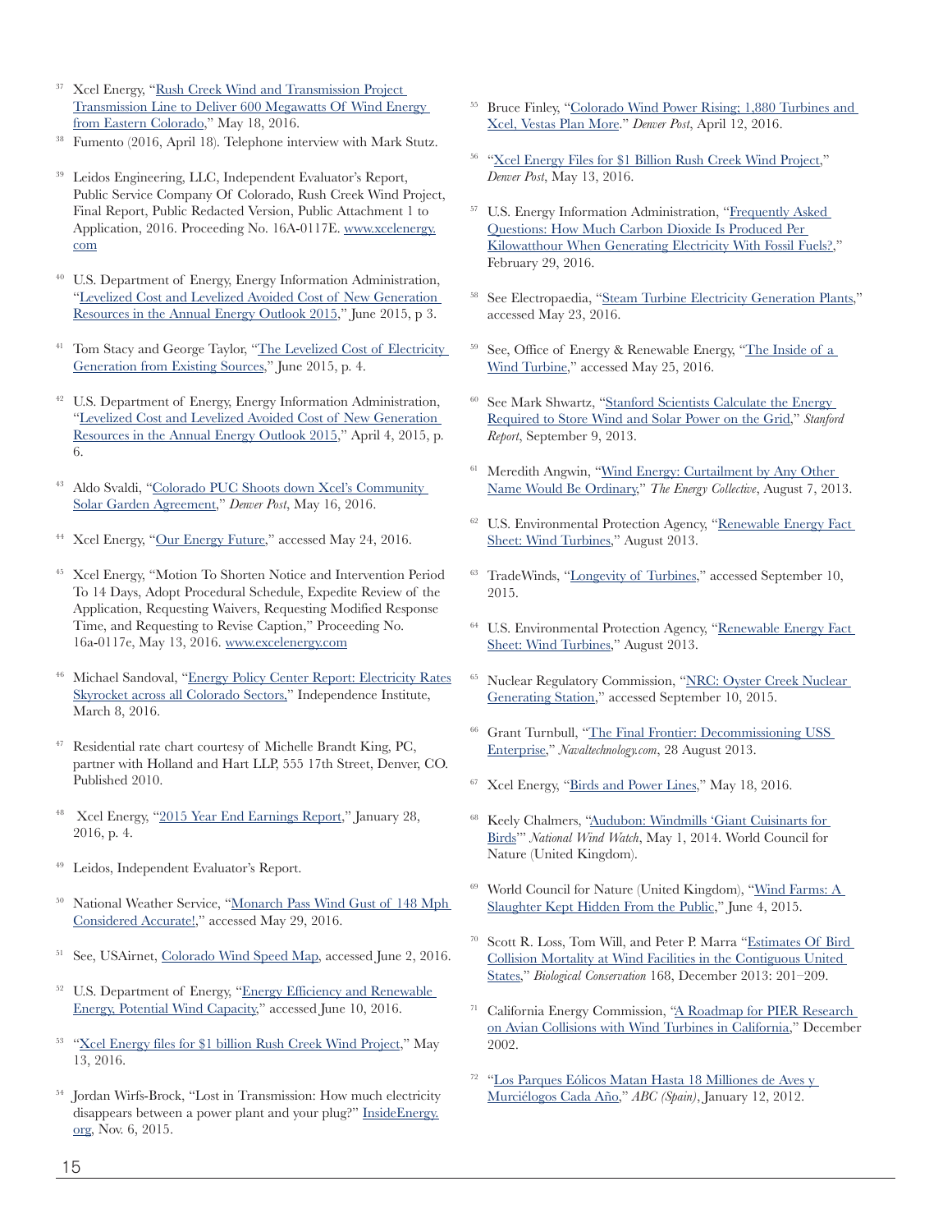[37] Xcel Energy, "Rush Creek Wind and Transmission Project Transmission Line to Deliver 600 Megawatts Of Wind Energy from Eastern Colorado," May 18, 2016.

[38] Fumento (2016, April 18). Telephone interview with Mark Stutz.

[39] Leidos Engineering, LLC, Independent Evaluator's Report, Public Service Company Of Colorado, Rush Creek Wind Project, Final Report, Public Redacted Version, Public Attachment 1 to Application, 2016. Proceeding No. 16A-0117E. www.xcelenergy.com

[40] U.S. Department of Energy, Energy Information Administration, "Levelized Cost and Levelized Avoided Cost of New Generation Resources in the Annual Energy Outlook 2015," June 2015, p 3.

[41] Tom Stacy and George Taylor, "The Levelized Cost of Electricity Generation from Existing Sources," June 2015, p. 4.

[42] U.S. Department of Energy, Energy Information Administration, "Levelized Cost and Levelized Avoided Cost of New Generation Resources in the Annual Energy Outlook 2015," April 4, 2015, p. 6.

[43] Aldo Svaldi, "Colorado PUC Shoots down Xcel's Community Solar Garden Agreement," *Denver Post*, May 16, 2016.

[44] Xcel Energy, "Our Energy Future," accessed May 24, 2016.

[45] Xcel Energy, "Motion To Shorten Notice and Intervention Period To 14 Days, Adopt Procedural Schedule, Expedite Review of the Application, Requesting Waivers, Requesting Modified Response Time, and Requesting to Revise Caption," Proceeding No. 16a-0117e, May 13, 2016. www.excelenergy.com

[46] Michael Sandoval, "Energy Policy Center Report: Electricity Rates Skyrocket across all Colorado Sectors," Independence Institute, March 8, 2016.

[47] Residential rate chart courtesy of Michelle Brandt King, PC, partner with Holland and Hart LLP, 555 17th Street, Denver, CO. Published 2010.

[48] Xcel Energy, "2015 Year End Earnings Report," January 28, 2016, p. 4.

[49] Leidos, Independent Evaluator's Report.

[50] National Weather Service, "Monarch Pass Wind Gust of 148 Mph Considered Accurate!," accessed May 29, 2016.

[51] See, USAirnet, Colorado Wind Speed Map, accessed June 2, 2016.

[52] U.S. Department of Energy, "Energy Efficiency and Renewable Energy, Potential Wind Capacity," accessed June 10, 2016.

[53] "Xcel Energy files for $1 billion Rush Creek Wind Project," May 13, 2016.

[54] Jordan Wirfs-Brock, "Lost in Transmission: How much electricity disappears between a power plant and your plug?" InsideEnergy.org, Nov. 6, 2015.

[55] Bruce Finley, "Colorado Wind Power Rising; 1,880 Turbines and Xcel, Vestas Plan More." *Denver Post*, April 12, 2016.

[56] "Xcel Energy Files for $1 Billion Rush Creek Wind Project," *Denver Post*, May 13, 2016.

[57] U.S. Energy Information Administration, "Frequently Asked Questions: How Much Carbon Dioxide Is Produced Per Kilowatthour When Generating Electricity With Fossil Fuels?," February 29, 2016.

[58] See Electropaedia, "Steam Turbine Electricity Generation Plants," accessed May 23, 2016.

[59] See, Office of Energy & Renewable Energy, "The Inside of a Wind Turbine," accessed May 25, 2016.

[60] See Mark Shwartz, "Stanford Scientists Calculate the Energy Required to Store Wind and Solar Power on the Grid," *Stanford Report*, September 9, 2013.

[61] Meredith Angwin, "Wind Energy: Curtailment by Any Other Name Would Be Ordinary," *The Energy Collective*, August 7, 2013.

[62] U.S. Environmental Protection Agency, "Renewable Energy Fact Sheet: Wind Turbines," August 2013.

[63] TradeWinds, "Longevity of Turbines," accessed September 10, 2015.

[64] U.S. Environmental Protection Agency, "Renewable Energy Fact Sheet: Wind Turbines," August 2013.

[65] Nuclear Regulatory Commission, "NRC: Oyster Creek Nuclear Generating Station," accessed September 10, 2015.

[66] Grant Turnbull, "The Final Frontier: Decommissioning USS Enterprise," *Navaltechnology.com*, 28 August 2013.

[67] Xcel Energy, "Birds and Power Lines," May 18, 2016.

[68] Keely Chalmers, "Audubon: Windmills 'Giant Cuisinarts for Birds'" *National Wind Watch*, May 1, 2014. World Council for Nature (United Kingdom).

[69] World Council for Nature (United Kingdom), "Wind Farms: A Slaughter Kept Hidden From the Public," June 4, 2015.

[70] Scott R. Loss, Tom Will, and Peter P. Marra "Estimates Of Bird Collision Mortality at Wind Facilities in the Contiguous United States," *Biological Conservation* 168, December 2013: 201–209.

[71] California Energy Commission, "A Roadmap for PIER Research on Avian Collisions with Wind Turbines in California," December 2002.

[72] "Los Parques Eólicos Matan Hasta 18 Milliones de Aves y Murciélogos Cada Año," *ABC (Spain)*, January 12, 2012.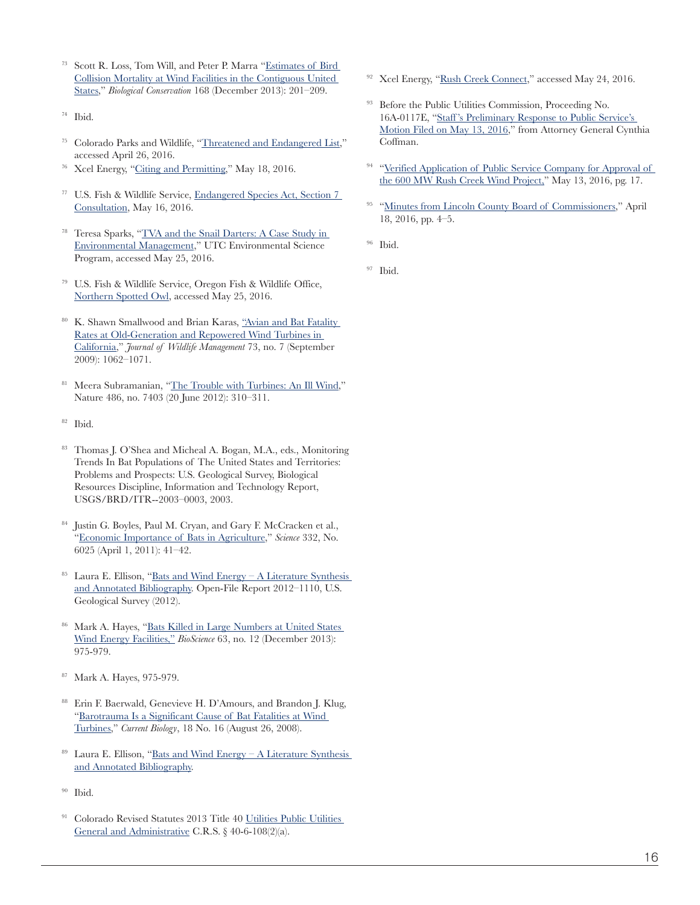[73] Scott R. Loss, Tom Will, and Peter P. Marra "Estimates of Bird Collision Mortality at Wind Facilities in the Contiguous United States," *Biological Conservation* 168 (December 2013): 201–209.

[74] Ibid.

[75] Colorado Parks and Wildlife, "Threatened and Endangered List," accessed April 26, 2016.

[76] Xcel Energy, "Citing and Permitting," May 18, 2016.

[77] U.S. Fish & Wildlife Service, Endangered Species Act, Section 7 Consultation, May 16, 2016.

[78] Teresa Sparks, "TVA and the Snail Darters: A Case Study in Environmental Management," UTC Environmental Science Program, accessed May 25, 2016.

[79] U.S. Fish & Wildlife Service, Oregon Fish & Wildlife Office, Northern Spotted Owl, accessed May 25, 2016.

[80] K. Shawn Smallwood and Brian Karas, "Avian and Bat Fatality Rates at Old-Generation and Repowered Wind Turbines in California," *Journal of Wildlife Management* 73, no. 7 (September 2009): 1062–1071.

[81] Meera Subramanian, "The Trouble with Turbines: An Ill Wind," Nature 486, no. 7403 (20 June 2012): 310–311.

[82] Ibid.

[83] Thomas J. O'Shea and Micheal A. Bogan, M.A., eds., Monitoring Trends In Bat Populations of The United States and Territories: Problems and Prospects: U.S. Geological Survey, Biological Resources Discipline, Information and Technology Report, USGS/BRD/ITR--2003–0003, 2003.

[84] Justin G. Boyles, Paul M. Cryan, and Gary F. McCracken et al., "Economic Importance of Bats in Agriculture," *Science* 332, No. 6025 (April 1, 2011): 41–42.

[85] Laura E. Ellison, "Bats and Wind Energy – A Literature Synthesis and Annotated Bibliography. Open-File Report 2012–1110, U.S. Geological Survey (2012).

[86] Mark A. Hayes, "Bats Killed in Large Numbers at United States Wind Energy Facilities," *BioScience* 63, no. 12 (December 2013): 975-979.

[87] Mark A. Hayes, 975-979.

[88] Erin F. Baerwald, Genevieve H. D'Amours, and Brandon J. Klug, "Barotrauma Is a Significant Cause of Bat Fatalities at Wind Turbines," *Current Biology*, 18 No. 16 (August 26, 2008).

[89] Laura E. Ellison, "Bats and Wind Energy – A Literature Synthesis and Annotated Bibliography.

[90] Ibid.

[91] Colorado Revised Statutes 2013 Title 40 Utilities Public Utilities General and Administrative C.R.S. § 40-6-108(2)(a).

[92] Xcel Energy, "Rush Creek Connect," accessed May 24, 2016.

[93] Before the Public Utilities Commission, Proceeding No. 16A-0117E, "Staff's Preliminary Response to Public Service's Motion Filed on May 13, 2016," from Attorney General Cynthia Coffman.

[94] "Verified Application of Public Service Company for Approval of the 600 MW Rush Creek Wind Project," May 13, 2016, pg. 17.

[95] "Minutes from Lincoln County Board of Commissioners," April 18, 2016, pp. 4–5.

[96] Ibid.

[97] Ibid.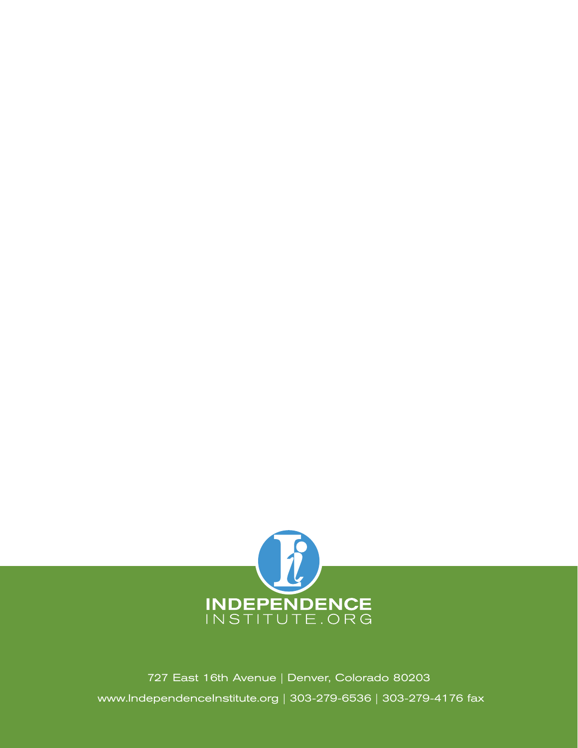INDEPENDENCE
INSTITUTE.ORG

727 East 16th Avenue | Denver, Colorado 80203

www.IndependenceInstitute.org | 303-279-6536 | 303-279-4176 fax